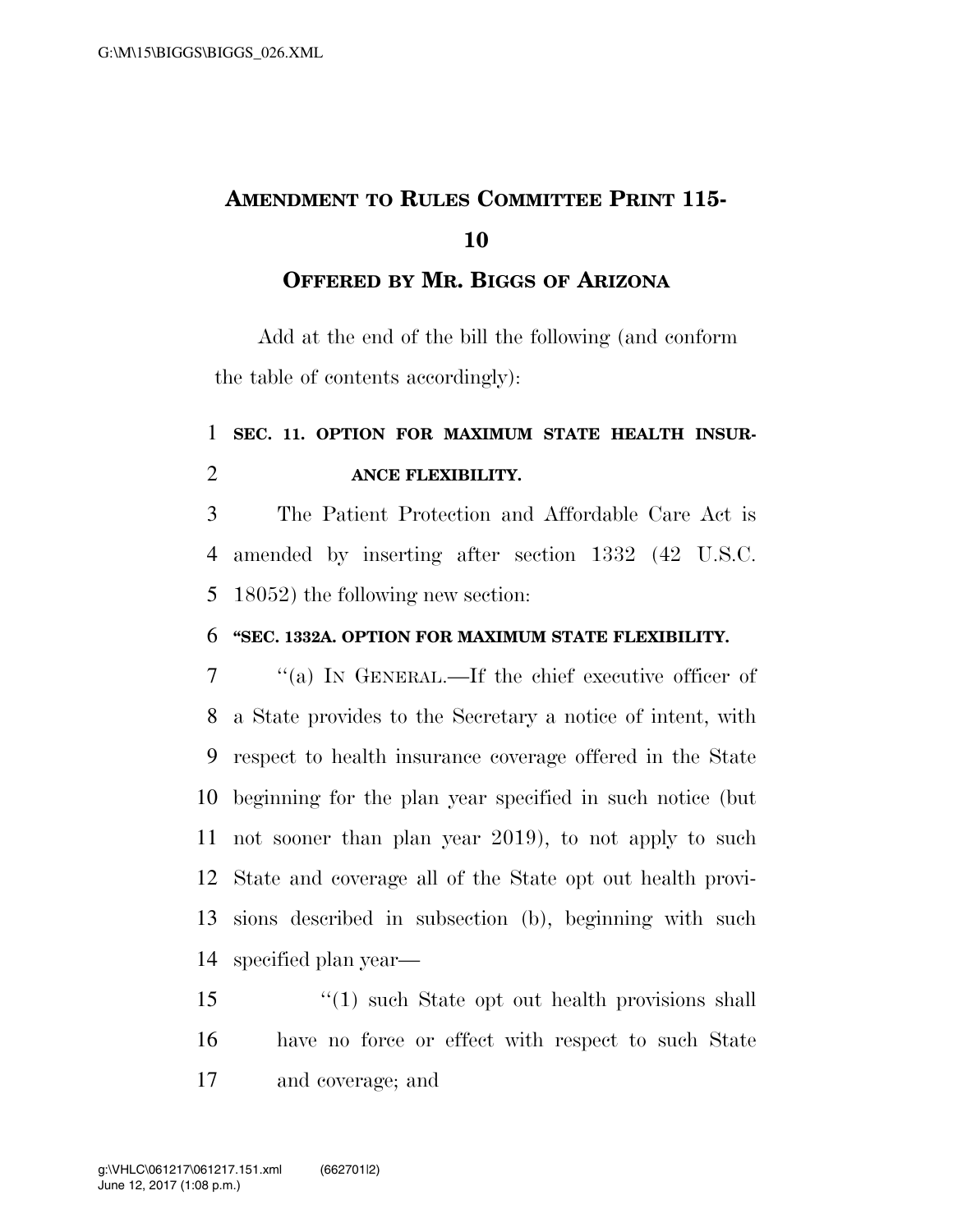# AMENDMENT TO RULES COMMITTEE PRINT 115-10

## OFFERED BY MR. BIGGS OF ARIZONA

Add at the end of the bill the following (and conform the table of contents accordingly):

**SEC. 11. OPTION FOR MAXIMUM STATE HEALTH INSURANCE FLEXIBILITY.**

The Patient Protection and Affordable Care Act is amended by inserting after section 1332 (42 U.S.C. 18052) the following new section:

**"SEC. 1332A. OPTION FOR MAXIMUM STATE FLEXIBILITY.**

"(a) IN GENERAL.—If the chief executive officer of a State provides to the Secretary a notice of intent, with respect to health insurance coverage offered in the State beginning for the plan year specified in such notice (but not sooner than plan year 2019), to not apply to such State and coverage all of the State opt out health provisions described in subsection (b), beginning with such specified plan year—

"(1) such State opt out health provisions shall have no force or effect with respect to such State and coverage; and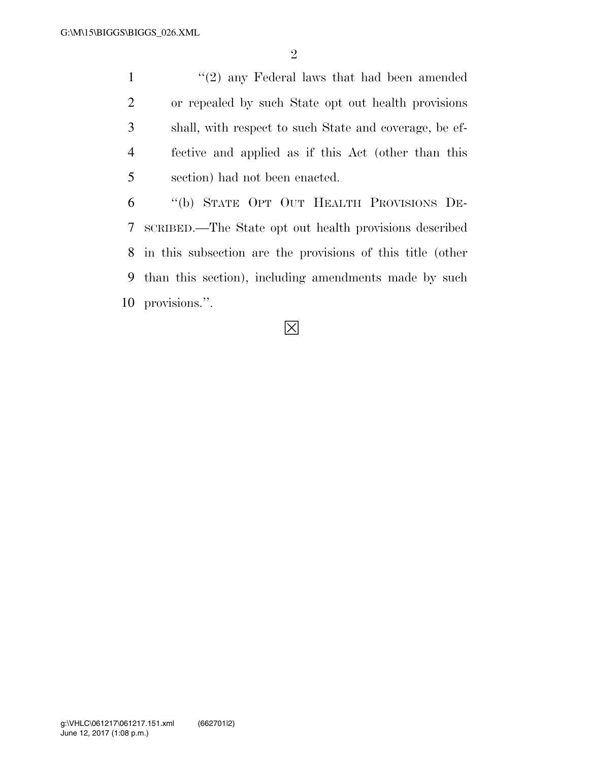''(2) any Federal laws that had been amended or repealed by such State opt out health provisions shall, with respect to such State and coverage, be effective and applied as if this Act (other than this section) had not been enacted.

''(b) STATE OPT OUT HEALTH PROVISIONS DESCRIBED.—The State opt out health provisions described in this subsection are the provisions of this title (other than this section), including amendments made by such provisions.''.